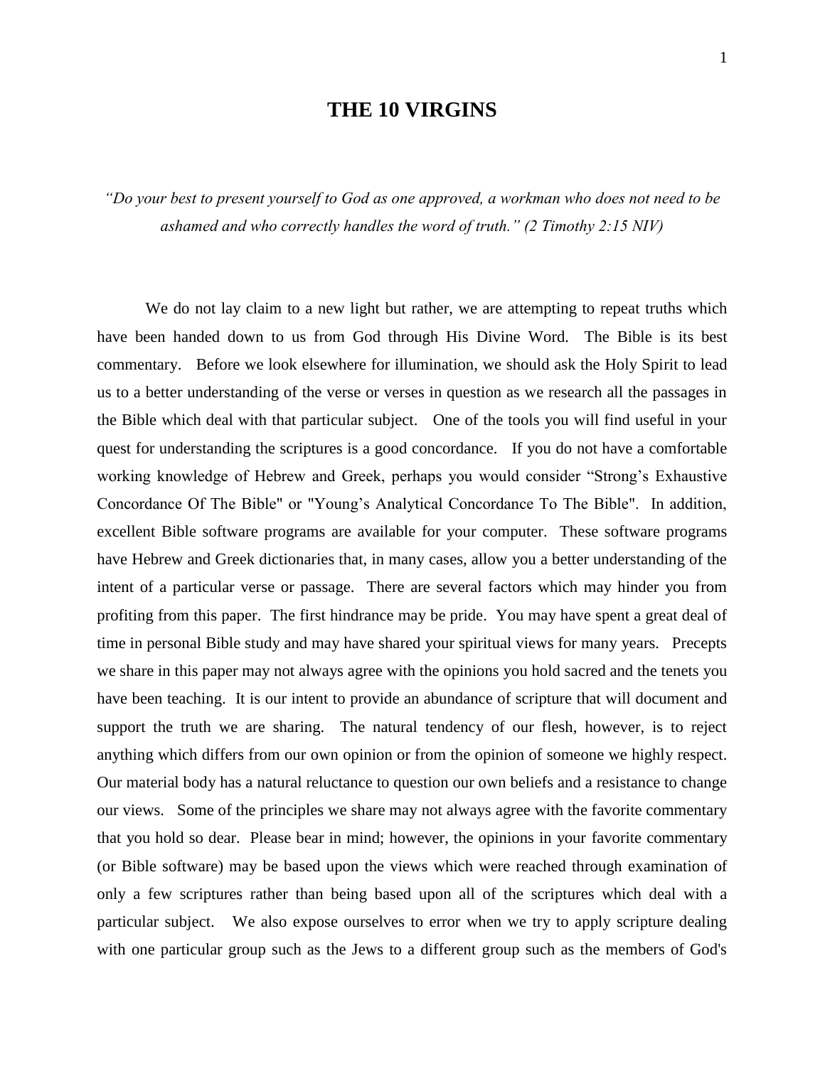# THE 10 VIRGINS

*"Do your best to present yourself to God as one approved, a workman who does not need to be ashamed and who correctly handles the word of truth." (2 Timothy 2:15 NIV)*

We do not lay claim to a new light but rather, we are attempting to repeat truths which have been handed down to us from God through His Divine Word. The Bible is its best commentary. Before we look elsewhere for illumination, we should ask the Holy Spirit to lead us to a better understanding of the verse or verses in question as we research all the passages in the Bible which deal with that particular subject. One of the tools you will find useful in your quest for understanding the scriptures is a good concordance. If you do not have a comfortable working knowledge of Hebrew and Greek, perhaps you would consider "Strong's Exhaustive Concordance Of The Bible" or "Young's Analytical Concordance To The Bible". In addition, excellent Bible software programs are available for your computer. These software programs have Hebrew and Greek dictionaries that, in many cases, allow you a better understanding of the intent of a particular verse or passage. There are several factors which may hinder you from profiting from this paper. The first hindrance may be pride. You may have spent a great deal of time in personal Bible study and may have shared your spiritual views for many years. Precepts we share in this paper may not always agree with the opinions you hold sacred and the tenets you have been teaching. It is our intent to provide an abundance of scripture that will document and support the truth we are sharing. The natural tendency of our flesh, however, is to reject anything which differs from our own opinion or from the opinion of someone we highly respect. Our material body has a natural reluctance to question our own beliefs and a resistance to change our views. Some of the principles we share may not always agree with the favorite commentary that you hold so dear. Please bear in mind; however, the opinions in your favorite commentary (or Bible software) may be based upon the views which were reached through examination of only a few scriptures rather than being based upon all of the scriptures which deal with a particular subject. We also expose ourselves to error when we try to apply scripture dealing with one particular group such as the Jews to a different group such as the members of God's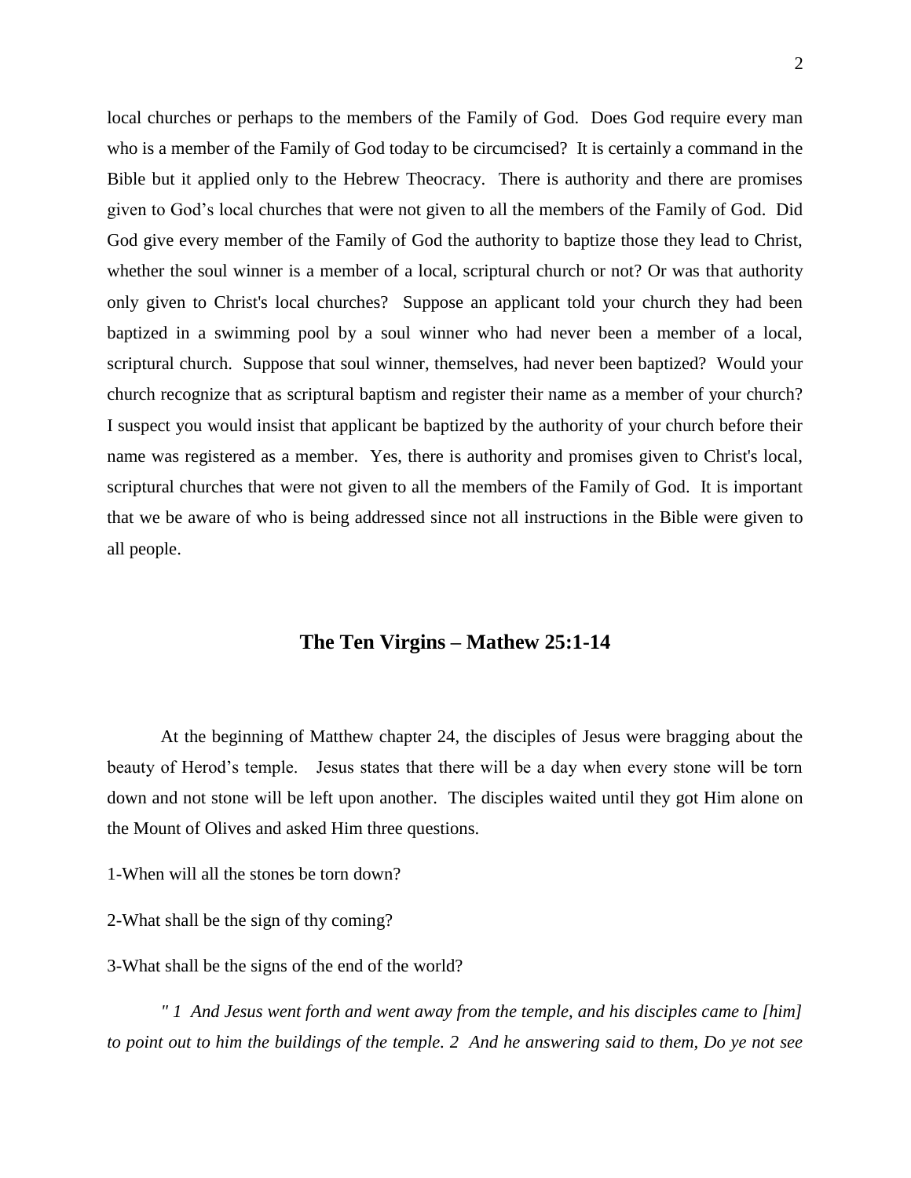local churches or perhaps to the members of the Family of God. Does God require every man who is a member of the Family of God today to be circumcised? It is certainly a command in the Bible but it applied only to the Hebrew Theocracy. There is authority and there are promises given to God's local churches that were not given to all the members of the Family of God. Did God give every member of the Family of God the authority to baptize those they lead to Christ, whether the soul winner is a member of a local, scriptural church or not? Or was that authority only given to Christ's local churches? Suppose an applicant told your church they had been baptized in a swimming pool by a soul winner who had never been a member of a local, scriptural church. Suppose that soul winner, themselves, had never been baptized? Would your church recognize that as scriptural baptism and register their name as a member of your church? I suspect you would insist that applicant be baptized by the authority of your church before their name was registered as a member. Yes, there is authority and promises given to Christ's local, scriptural churches that were not given to all the members of the Family of God. It is important that we be aware of who is being addressed since not all instructions in the Bible were given to all people.

## The Ten Virgins – Mathew 25:1-14

At the beginning of Matthew chapter 24, the disciples of Jesus were bragging about the beauty of Herod's temple. Jesus states that there will be a day when every stone will be torn down and not stone will be left upon another. The disciples waited until they got Him alone on the Mount of Olives and asked Him three questions.

1-When will all the stones be torn down?

2-What shall be the sign of thy coming?

3-What shall be the signs of the end of the world?

*" 1 And Jesus went forth and went away from the temple, and his disciples came to [him] to point out to him the buildings of the temple. 2 And he answering said to them, Do ye not see*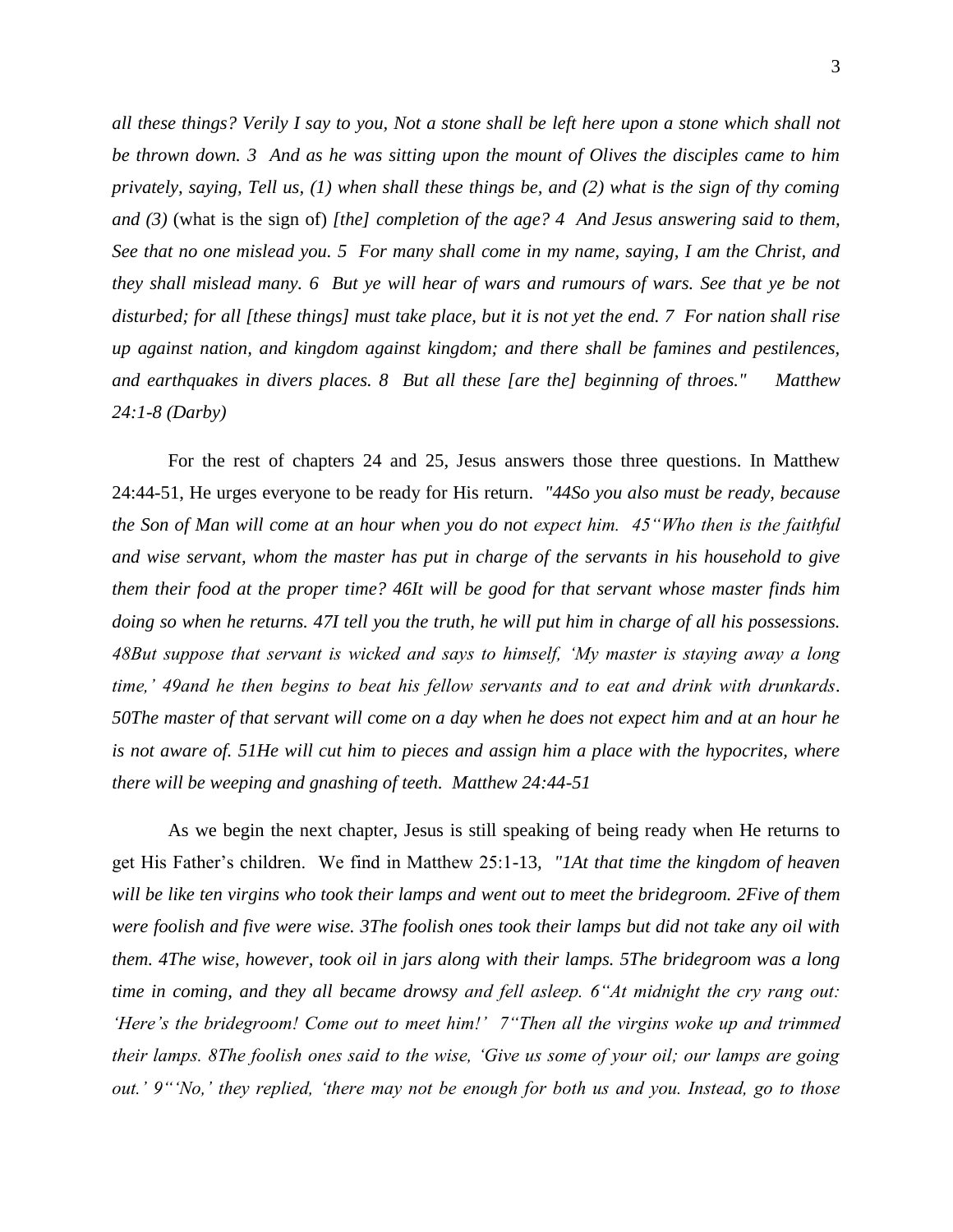*all these things? Verily I say to you, Not a stone shall be left here upon a stone which shall not be thrown down. 3 And as he was sitting upon the mount of Olives the disciples came to him privately, saying, Tell us, (1) when shall these things be, and (2) what is the sign of thy coming and (3)* (what is the sign of) *[the] completion of the age? 4 And Jesus answering said to them, See that no one mislead you. 5 For many shall come in my name, saying, I am the Christ, and they shall mislead many. 6 But ye will hear of wars and rumours of wars. See that ye be not disturbed; for all [these things] must take place, but it is not yet the end. 7 For nation shall rise up against nation, and kingdom against kingdom; and there shall be famines and pestilences, and earthquakes in divers places. 8 But all these [are the] beginning of throes." Matthew 24:1-8 (Darby)*

For the rest of chapters 24 and 25, Jesus answers those three questions. In Matthew 24:44-51, He urges everyone to be ready for His return. *"44So you also must be ready, because the Son of Man will come at an hour when you do not expect him. 45"Who then is the faithful and wise servant, whom the master has put in charge of the servants in his household to give them their food at the proper time? 46It will be good for that servant whose master finds him doing so when he returns. 47I tell you the truth, he will put him in charge of all his possessions. 48But suppose that servant is wicked and says to himself, 'My master is staying away a long time,' 49and he then begins to beat his fellow servants and to eat and drink with drunkards. 50The master of that servant will come on a day when he does not expect him and at an hour he is not aware of. 51He will cut him to pieces and assign him a place with the hypocrites, where there will be weeping and gnashing of teeth. Matthew 24:44-51*

As we begin the next chapter, Jesus is still speaking of being ready when He returns to get His Father's children. We find in Matthew 25:1-13, *"1At that time the kingdom of heaven will be like ten virgins who took their lamps and went out to meet the bridegroom. 2Five of them were foolish and five were wise. 3The foolish ones took their lamps but did not take any oil with them. 4The wise, however, took oil in jars along with their lamps. 5The bridegroom was a long time in coming, and they all became drowsy and fell asleep. 6"At midnight the cry rang out: 'Here's the bridegroom! Come out to meet him!' 7"Then all the virgins woke up and trimmed their lamps. 8The foolish ones said to the wise, 'Give us some of your oil; our lamps are going out.' 9"'No,' they replied, 'there may not be enough for both us and you. Instead, go to those*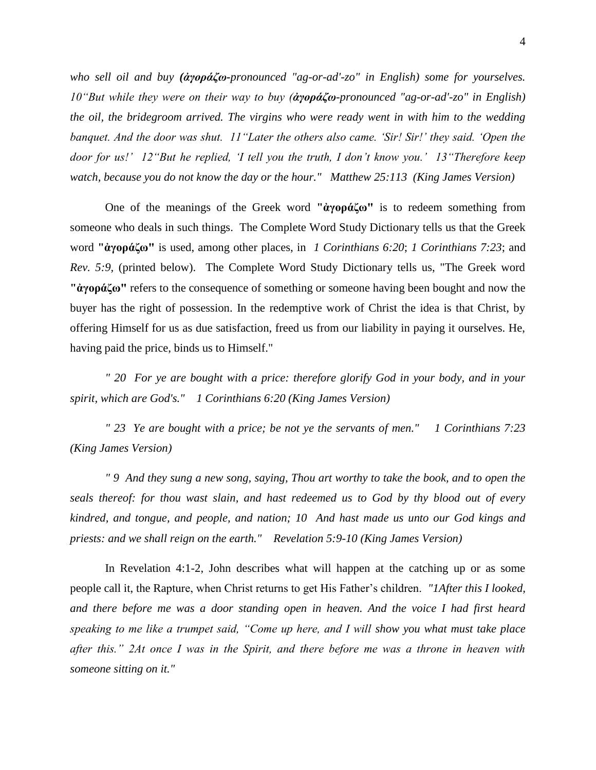*who sell oil and buy (**ἀγοράζω**-pronounced "ag-or-ad'-zo" in English) some for yourselves. 10"But while they were on their way to buy (**ἀγοράζω**-pronounced "ag-or-ad'-zo" in English) the oil, the bridegroom arrived. The virgins who were ready went in with him to the wedding banquet. And the door was shut. 11"Later the others also came. 'Sir! Sir!' they said. 'Open the door for us!' 12"But he replied, 'I tell you the truth, I don't know you.' 13"Therefore keep watch, because you do not know the day or the hour." Matthew 25:113 (King James Version)*

One of the meanings of the Greek word **"ἀγοράζω"** is to redeem something from someone who deals in such things. The Complete Word Study Dictionary tells us that the Greek word **"ἀγοράζω"** is used, among other places, in *1 Corinthians 6:20*; *1 Corinthians 7:23*; and *Rev. 5:9*, (printed below). The Complete Word Study Dictionary tells us, "The Greek word **"ἀγοράζω"** refers to the consequence of something or someone having been bought and now the buyer has the right of possession. In the redemptive work of Christ the idea is that Christ, by offering Himself for us as due satisfaction, freed us from our liability in paying it ourselves. He, having paid the price, binds us to Himself."

*" 20 For ye are bought with a price: therefore glorify God in your body, and in your spirit, which are God's." 1 Corinthians 6:20 (King James Version)*

*" 23 Ye are bought with a price; be not ye the servants of men." 1 Corinthians 7:23 (King James Version)*

*" 9 And they sung a new song, saying, Thou art worthy to take the book, and to open the seals thereof: for thou wast slain, and hast redeemed us to God by thy blood out of every kindred, and tongue, and people, and nation; 10 And hast made us unto our God kings and priests: and we shall reign on the earth." Revelation 5:9-10 (King James Version)*

In Revelation 4:1-2, John describes what will happen at the catching up or as some people call it, the Rapture, when Christ returns to get His Father's children. *"1After this I looked, and there before me was a door standing open in heaven. And the voice I had first heard speaking to me like a trumpet said, "Come up here, and I will show you what must take place after this." 2At once I was in the Spirit, and there before me was a throne in heaven with someone sitting on it."*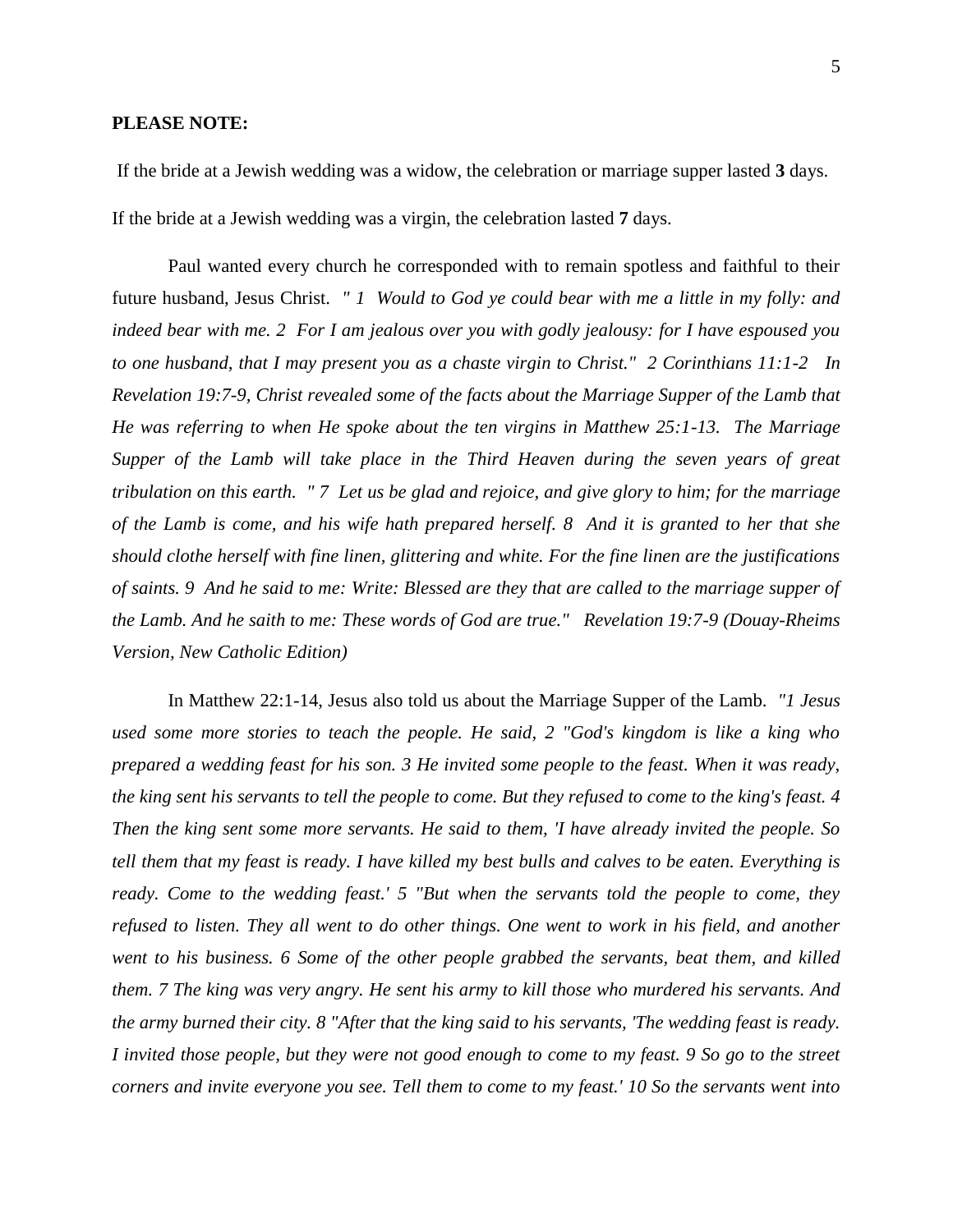**PLEASE NOTE:**

If the bride at a Jewish wedding was a widow, the celebration or marriage supper lasted **3** days.

If the bride at a Jewish wedding was a virgin, the celebration lasted **7** days.

Paul wanted every church he corresponded with to remain spotless and faithful to their future husband, Jesus Christ. *" 1 Would to God ye could bear with me a little in my folly: and indeed bear with me. 2 For I am jealous over you with godly jealousy: for I have espoused you to one husband, that I may present you as a chaste virgin to Christ." 2 Corinthians 11:1-2 In Revelation 19:7-9, Christ revealed some of the facts about the Marriage Supper of the Lamb that He was referring to when He spoke about the ten virgins in Matthew 25:1-13. The Marriage Supper of the Lamb will take place in the Third Heaven during the seven years of great tribulation on this earth. " 7 Let us be glad and rejoice, and give glory to him; for the marriage of the Lamb is come, and his wife hath prepared herself. 8 And it is granted to her that she should clothe herself with fine linen, glittering and white. For the fine linen are the justifications of saints. 9 And he said to me: Write: Blessed are they that are called to the marriage supper of the Lamb. And he saith to me: These words of God are true." Revelation 19:7-9 (Douay-Rheims Version, New Catholic Edition)*

In Matthew 22:1-14, Jesus also told us about the Marriage Supper of the Lamb. *"1 Jesus used some more stories to teach the people. He said, 2 "God's kingdom is like a king who prepared a wedding feast for his son. 3 He invited some people to the feast. When it was ready, the king sent his servants to tell the people to come. But they refused to come to the king's feast. 4 Then the king sent some more servants. He said to them, 'I have already invited the people. So tell them that my feast is ready. I have killed my best bulls and calves to be eaten. Everything is ready. Come to the wedding feast.' 5 "But when the servants told the people to come, they refused to listen. They all went to do other things. One went to work in his field, and another went to his business. 6 Some of the other people grabbed the servants, beat them, and killed them. 7 The king was very angry. He sent his army to kill those who murdered his servants. And the army burned their city. 8 "After that the king said to his servants, 'The wedding feast is ready. I invited those people, but they were not good enough to come to my feast. 9 So go to the street corners and invite everyone you see. Tell them to come to my feast.' 10 So the servants went into*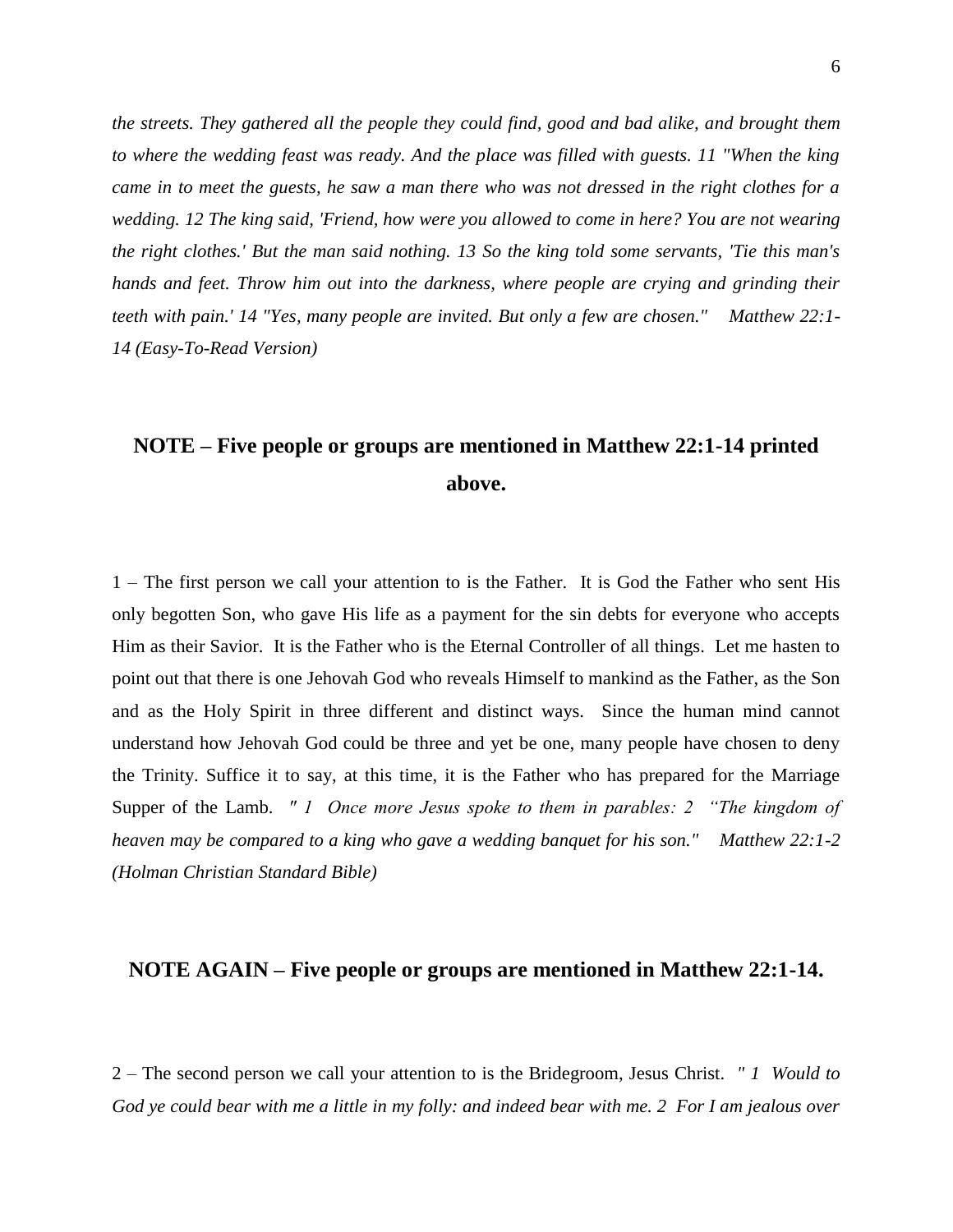*the streets. They gathered all the people they could find, good and bad alike, and brought them to where the wedding feast was ready. And the place was filled with guests. 11 "When the king came in to meet the guests, he saw a man there who was not dressed in the right clothes for a wedding. 12 The king said, 'Friend, how were you allowed to come in here? You are not wearing the right clothes.' But the man said nothing. 13 So the king told some servants, 'Tie this man's hands and feet. Throw him out into the darkness, where people are crying and grinding their teeth with pain.' 14 "Yes, many people are invited. But only a few are chosen."    Matthew 22:1-14 (Easy-To-Read Version)*

## NOTE – Five people or groups are mentioned in Matthew 22:1-14 printed above.

1 – The first person we call your attention to is the Father. It is God the Father who sent His only begotten Son, who gave His life as a payment for the sin debts for everyone who accepts Him as their Savior. It is the Father who is the Eternal Controller of all things. Let me hasten to point out that there is one Jehovah God who reveals Himself to mankind as the Father, as the Son and as the Holy Spirit in three different and distinct ways. Since the human mind cannot understand how Jehovah God could be three and yet be one, many people have chosen to deny the Trinity. Suffice it to say, at this time, it is the Father who has prepared for the Marriage Supper of the Lamb. *" 1 Once more Jesus spoke to them in parables: 2 "The kingdom of heaven may be compared to a king who gave a wedding banquet for his son."    Matthew 22:1-2 (Holman Christian Standard Bible)*

## NOTE AGAIN – Five people or groups are mentioned in Matthew 22:1-14.

2 – The second person we call your attention to is the Bridegroom, Jesus Christ. *" 1 Would to God ye could bear with me a little in my folly: and indeed bear with me. 2 For I am jealous over*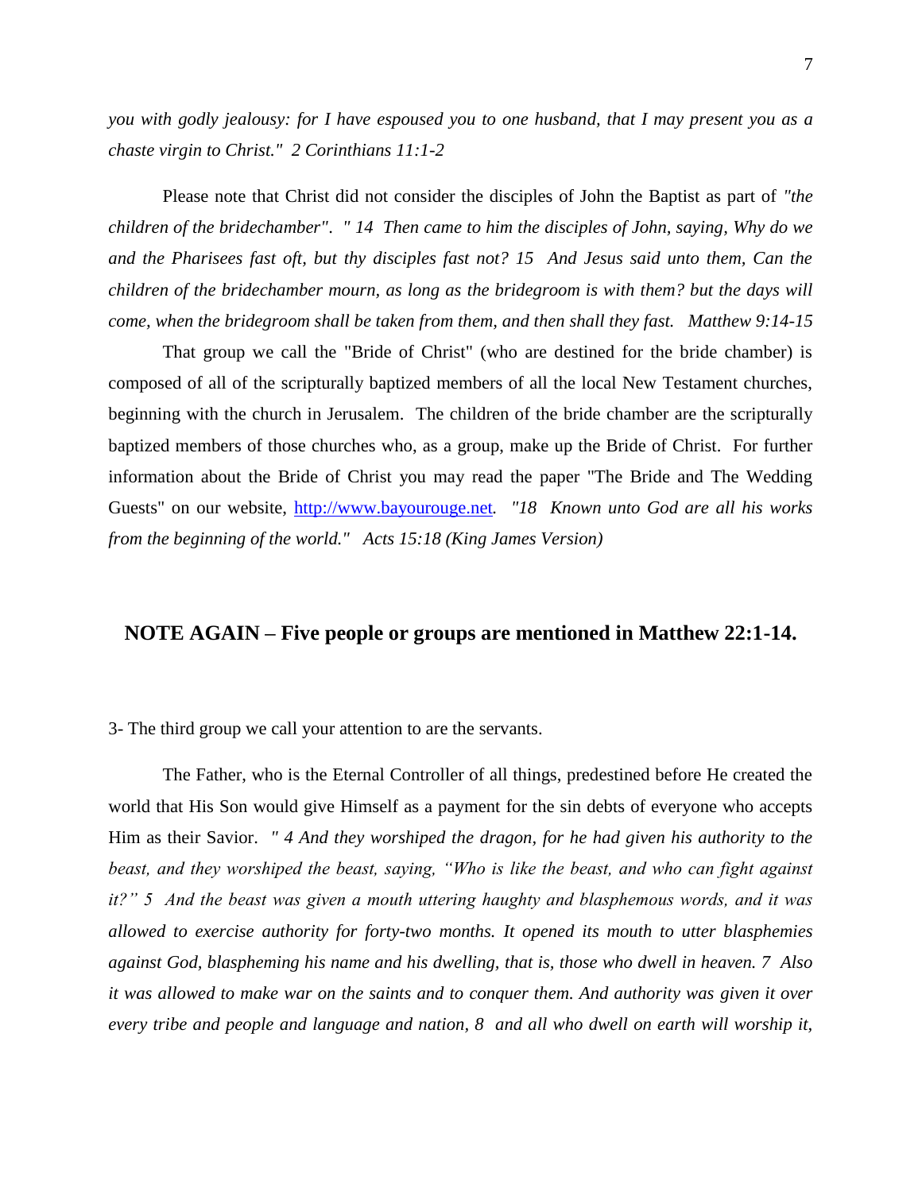*you with godly jealousy: for I have espoused you to one husband, that I may present you as a chaste virgin to Christ." 2 Corinthians 11:1-2*

Please note that Christ did not consider the disciples of John the Baptist as part of *"the children of the bridechamber". " 14 Then came to him the disciples of John, saying, Why do we and the Pharisees fast oft, but thy disciples fast not? 15 And Jesus said unto them, Can the children of the bridechamber mourn, as long as the bridegroom is with them? but the days will come, when the bridegroom shall be taken from them, and then shall they fast. Matthew 9:14-15*

That group we call the "Bride of Christ" (who are destined for the bride chamber) is composed of all of the scripturally baptized members of all the local New Testament churches, beginning with the church in Jerusalem. The children of the bride chamber are the scripturally baptized members of those churches who, as a group, make up the Bride of Christ. For further information about the Bride of Christ you may read the paper "The Bride and The Wedding Guests" on our website, [http://www.bayourouge.net](http://www.bayourouge.net). *"18 Known unto God are all his works from the beginning of the world." Acts 15:18 (King James Version)*

## NOTE AGAIN – Five people or groups are mentioned in Matthew 22:1-14.

3- The third group we call your attention to are the servants.

The Father, who is the Eternal Controller of all things, predestined before He created the world that His Son would give Himself as a payment for the sin debts of everyone who accepts Him as their Savior. *" 4 And they worshiped the dragon, for he had given his authority to the beast, and they worshiped the beast, saying, "Who is like the beast, and who can fight against it?" 5 And the beast was given a mouth uttering haughty and blasphemous words, and it was allowed to exercise authority for forty-two months. It opened its mouth to utter blasphemies against God, blaspheming his name and his dwelling, that is, those who dwell in heaven. 7 Also it was allowed to make war on the saints and to conquer them. And authority was given it over every tribe and people and language and nation, 8 and all who dwell on earth will worship it,*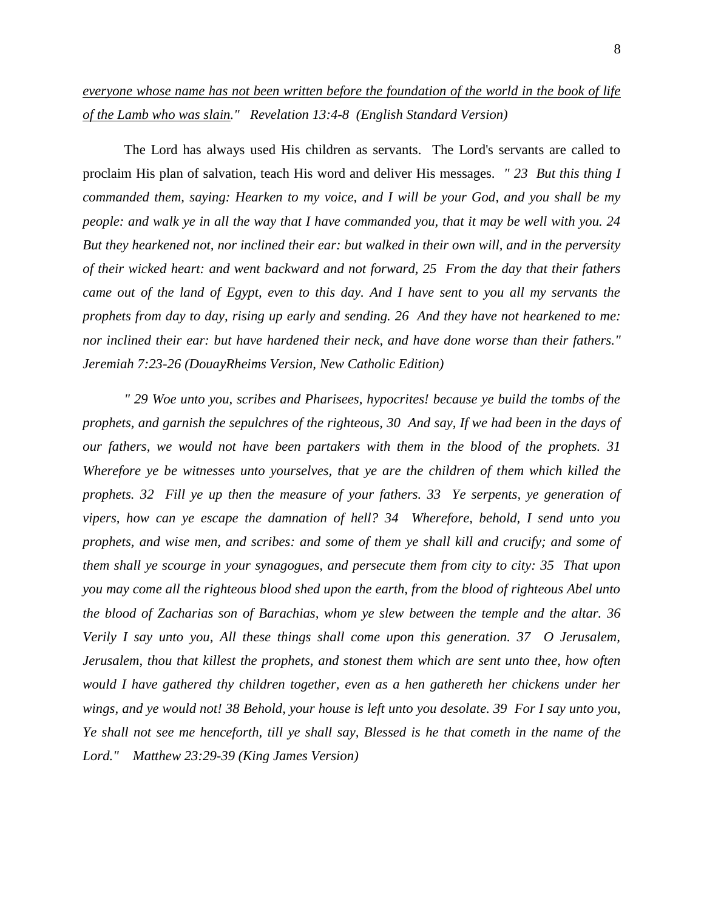*<u>everyone whose name has not been written before the foundation of the world in the book of life of the Lamb who was slain</u>." Revelation 13:4-8 (English Standard Version)*

The Lord has always used His children as servants. The Lord's servants are called to proclaim His plan of salvation, teach His word and deliver His messages. *" 23 But this thing I commanded them, saying: Hearken to my voice, and I will be your God, and you shall be my people: and walk ye in all the way that I have commanded you, that it may be well with you. 24 But they hearkened not, nor inclined their ear: but walked in their own will, and in the perversity of their wicked heart: and went backward and not forward, 25 From the day that their fathers came out of the land of Egypt, even to this day. And I have sent to you all my servants the prophets from day to day, rising up early and sending. 26 And they have not hearkened to me: nor inclined their ear: but have hardened their neck, and have done worse than their fathers." Jeremiah 7:23-26 (DouayRheims Version, New Catholic Edition)*

*" 29 Woe unto you, scribes and Pharisees, hypocrites! because ye build the tombs of the prophets, and garnish the sepulchres of the righteous, 30 And say, If we had been in the days of our fathers, we would not have been partakers with them in the blood of the prophets. 31 Wherefore ye be witnesses unto yourselves, that ye are the children of them which killed the prophets. 32 Fill ye up then the measure of your fathers. 33 Ye serpents, ye generation of vipers, how can ye escape the damnation of hell? 34 Wherefore, behold, I send unto you prophets, and wise men, and scribes: and some of them ye shall kill and crucify; and some of them shall ye scourge in your synagogues, and persecute them from city to city: 35 That upon you may come all the righteous blood shed upon the earth, from the blood of righteous Abel unto the blood of Zacharias son of Barachias, whom ye slew between the temple and the altar. 36 Verily I say unto you, All these things shall come upon this generation. 37 O Jerusalem, Jerusalem, thou that killest the prophets, and stonest them which are sent unto thee, how often would I have gathered thy children together, even as a hen gathereth her chickens under her wings, and ye would not! 38 Behold, your house is left unto you desolate. 39 For I say unto you, Ye shall not see me henceforth, till ye shall say, Blessed is he that cometh in the name of the Lord." Matthew 23:29-39 (King James Version)*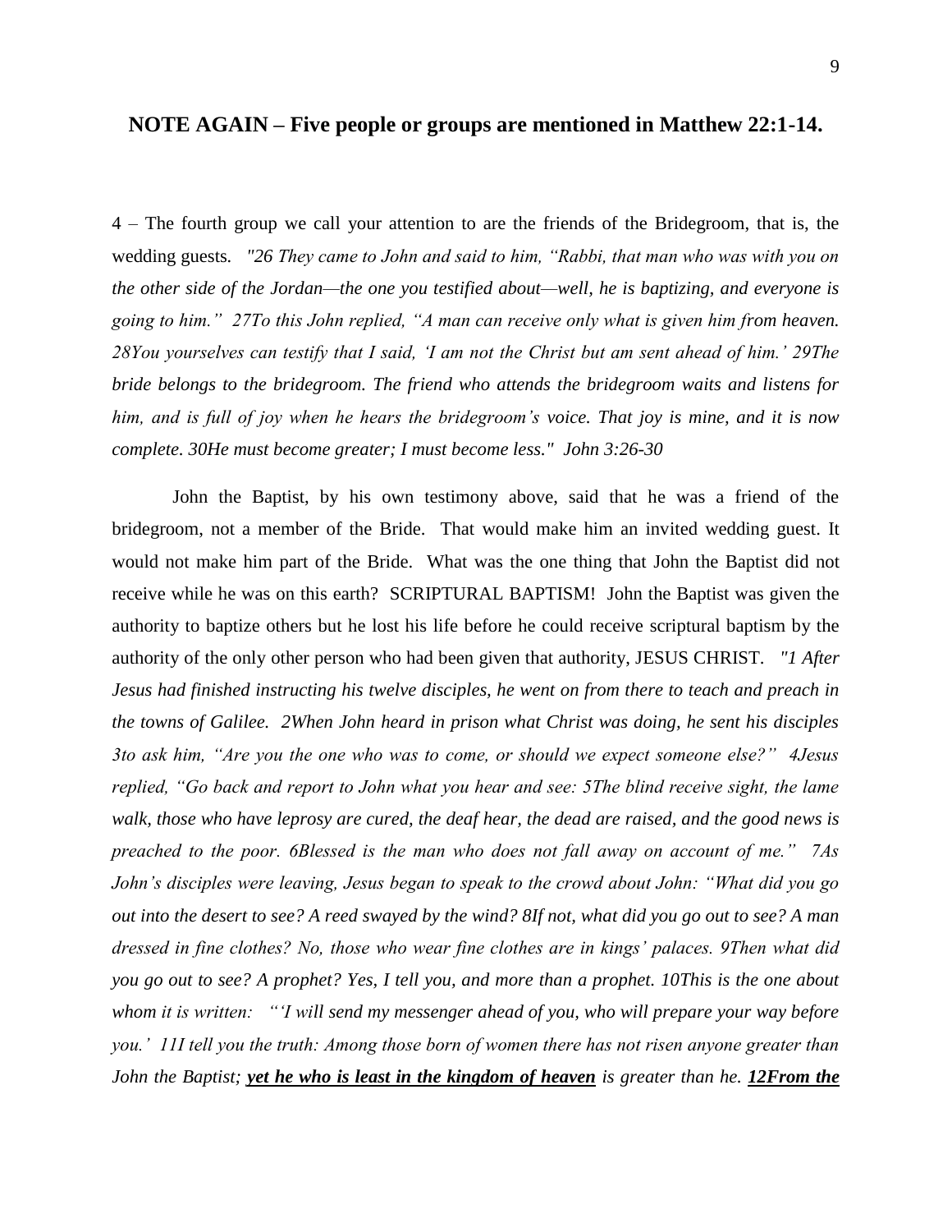## NOTE AGAIN – Five people or groups are mentioned in Matthew 22:1-14.

4 – The fourth group we call your attention to are the friends of the Bridegroom, that is, the wedding guests. *"26 They came to John and said to him, "Rabbi, that man who was with you on the other side of the Jordan—the one you testified about—well, he is baptizing, and everyone is going to him." 27To this John replied, "A man can receive only what is given him from heaven. 28You yourselves can testify that I said, 'I am not the Christ but am sent ahead of him.' 29The bride belongs to the bridegroom. The friend who attends the bridegroom waits and listens for him, and is full of joy when he hears the bridegroom's voice. That joy is mine, and it is now complete. 30He must become greater; I must become less." John 3:26-30*

John the Baptist, by his own testimony above, said that he was a friend of the bridegroom, not a member of the Bride. That would make him an invited wedding guest. It would not make him part of the Bride. What was the one thing that John the Baptist did not receive while he was on this earth? SCRIPTURAL BAPTISM! John the Baptist was given the authority to baptize others but he lost his life before he could receive scriptural baptism by the authority of the only other person who had been given that authority, JESUS CHRIST. *"1 After Jesus had finished instructing his twelve disciples, he went on from there to teach and preach in the towns of Galilee. 2When John heard in prison what Christ was doing, he sent his disciples 3to ask him, "Are you the one who was to come, or should we expect someone else?" 4Jesus replied, "Go back and report to John what you hear and see: 5The blind receive sight, the lame walk, those who have leprosy are cured, the deaf hear, the dead are raised, and the good news is preached to the poor. 6Blessed is the man who does not fall away on account of me." 7As John's disciples were leaving, Jesus began to speak to the crowd about John: "What did you go out into the desert to see? A reed swayed by the wind? 8If not, what did you go out to see? A man dressed in fine clothes? No, those who wear fine clothes are in kings' palaces. 9Then what did you go out to see? A prophet? Yes, I tell you, and more than a prophet. 10This is the one about whom it is written: "'I will send my messenger ahead of you, who will prepare your way before you.' 11I tell you the truth: Among those born of women there has not risen anyone greater than John the Baptist;* ***<u>yet he who is least in the kingdom of heaven</u>*** *is greater than he.* ***<u>12From the</u>***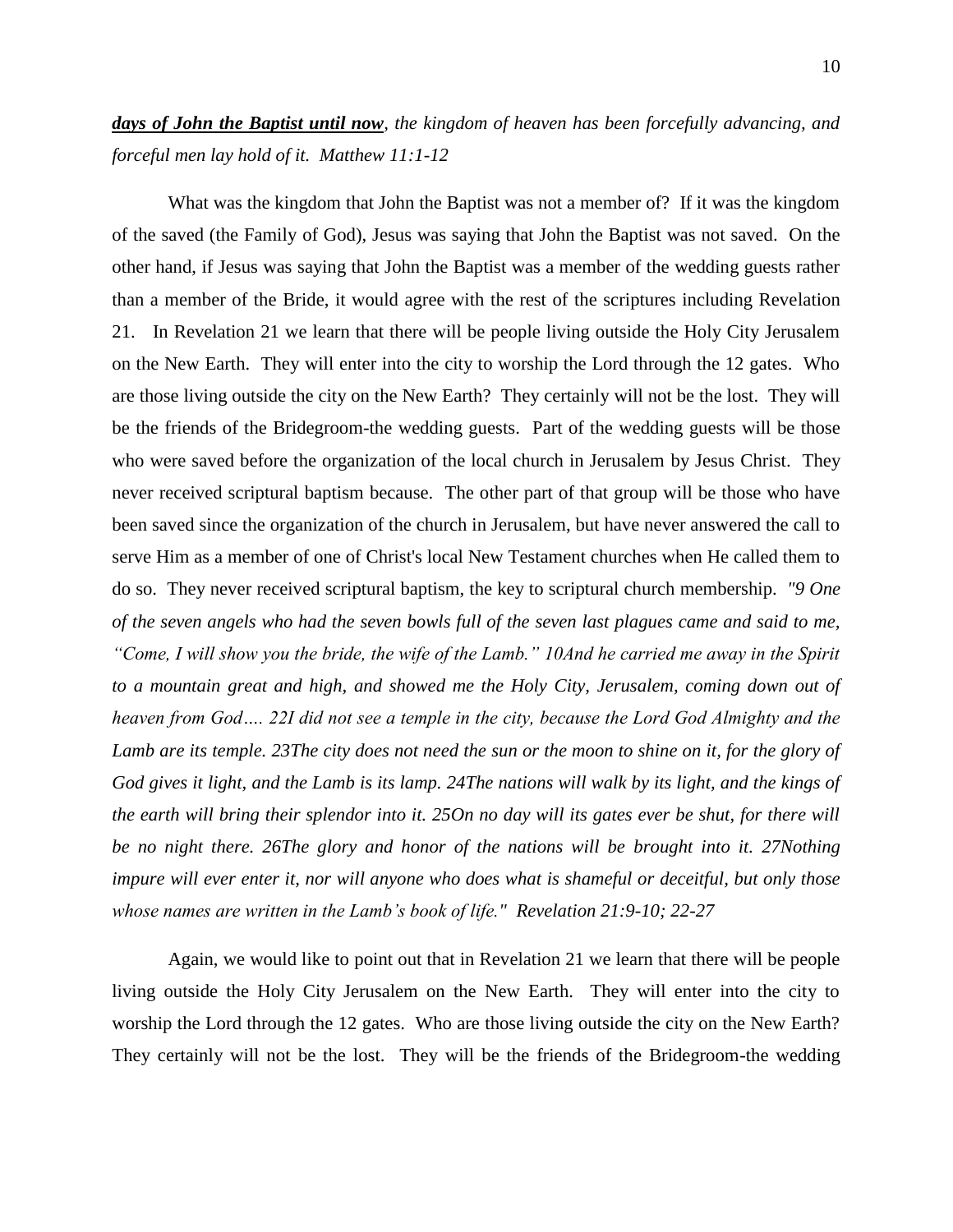***days of John the Baptist until now***, *the kingdom of heaven has been forcefully advancing, and forceful men lay hold of it. Matthew 11:1-12*

What was the kingdom that John the Baptist was not a member of? If it was the kingdom of the saved (the Family of God), Jesus was saying that John the Baptist was not saved. On the other hand, if Jesus was saying that John the Baptist was a member of the wedding guests rather than a member of the Bride, it would agree with the rest of the scriptures including Revelation 21. In Revelation 21 we learn that there will be people living outside the Holy City Jerusalem on the New Earth. They will enter into the city to worship the Lord through the 12 gates. Who are those living outside the city on the New Earth? They certainly will not be the lost. They will be the friends of the Bridegroom-the wedding guests. Part of the wedding guests will be those who were saved before the organization of the local church in Jerusalem by Jesus Christ. They never received scriptural baptism because. The other part of that group will be those who have been saved since the organization of the church in Jerusalem, but have never answered the call to serve Him as a member of one of Christ's local New Testament churches when He called them to do so. They never received scriptural baptism, the key to scriptural church membership. *"9 One of the seven angels who had the seven bowls full of the seven last plagues came and said to me, "Come, I will show you the bride, the wife of the Lamb." 10And he carried me away in the Spirit to a mountain great and high, and showed me the Holy City, Jerusalem, coming down out of heaven from God…. 22I did not see a temple in the city, because the Lord God Almighty and the Lamb are its temple. 23The city does not need the sun or the moon to shine on it, for the glory of God gives it light, and the Lamb is its lamp. 24The nations will walk by its light, and the kings of the earth will bring their splendor into it. 25On no day will its gates ever be shut, for there will be no night there. 26The glory and honor of the nations will be brought into it. 27Nothing impure will ever enter it, nor will anyone who does what is shameful or deceitful, but only those whose names are written in the Lamb's book of life." Revelation 21:9-10; 22-27*

Again, we would like to point out that in Revelation 21 we learn that there will be people living outside the Holy City Jerusalem on the New Earth. They will enter into the city to worship the Lord through the 12 gates. Who are those living outside the city on the New Earth? They certainly will not be the lost. They will be the friends of the Bridegroom-the wedding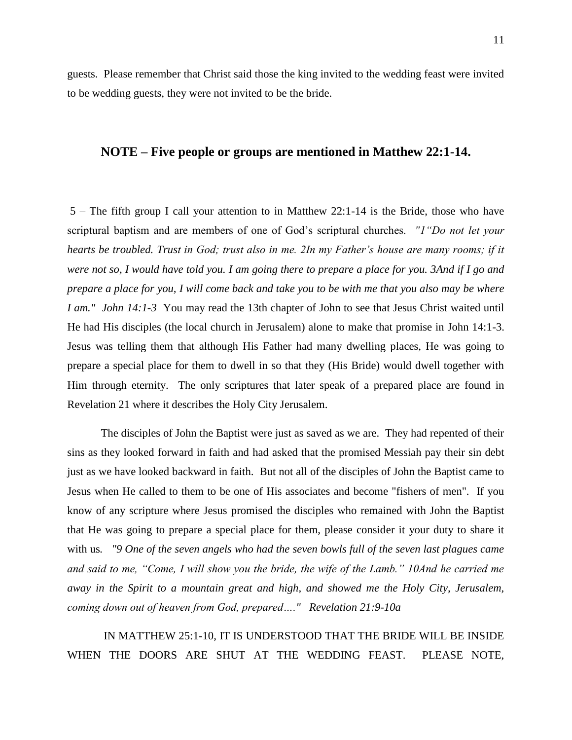guests. Please remember that Christ said those the king invited to the wedding feast were invited to be wedding guests, they were not invited to be the bride.

## NOTE – Five people or groups are mentioned in Matthew 22:1-14.

5 – The fifth group I call your attention to in Matthew 22:1-14 is the Bride, those who have scriptural baptism and are members of one of God's scriptural churches. *"1"Do not let your hearts be troubled. Trust in God; trust also in me. 2In my Father's house are many rooms; if it were not so, I would have told you. I am going there to prepare a place for you. 3And if I go and prepare a place for you, I will come back and take you to be with me that you also may be where I am." John 14:1-3* You may read the 13th chapter of John to see that Jesus Christ waited until He had His disciples (the local church in Jerusalem) alone to make that promise in John 14:1-3. Jesus was telling them that although His Father had many dwelling places, He was going to prepare a special place for them to dwell in so that they (His Bride) would dwell together with Him through eternity. The only scriptures that later speak of a prepared place are found in Revelation 21 where it describes the Holy City Jerusalem.

The disciples of John the Baptist were just as saved as we are. They had repented of their sins as they looked forward in faith and had asked that the promised Messiah pay their sin debt just as we have looked backward in faith. But not all of the disciples of John the Baptist came to Jesus when He called to them to be one of His associates and become "fishers of men". If you know of any scripture where Jesus promised the disciples who remained with John the Baptist that He was going to prepare a special place for them, please consider it your duty to share it with us. *"9 One of the seven angels who had the seven bowls full of the seven last plagues came and said to me, "Come, I will show you the bride, the wife of the Lamb." 10And he carried me away in the Spirit to a mountain great and high, and showed me the Holy City, Jerusalem, coming down out of heaven from God, prepared…." Revelation 21:9-10a*

IN MATTHEW 25:1-10, IT IS UNDERSTOOD THAT THE BRIDE WILL BE INSIDE WHEN THE DOORS ARE SHUT AT THE WEDDING FEAST. PLEASE NOTE,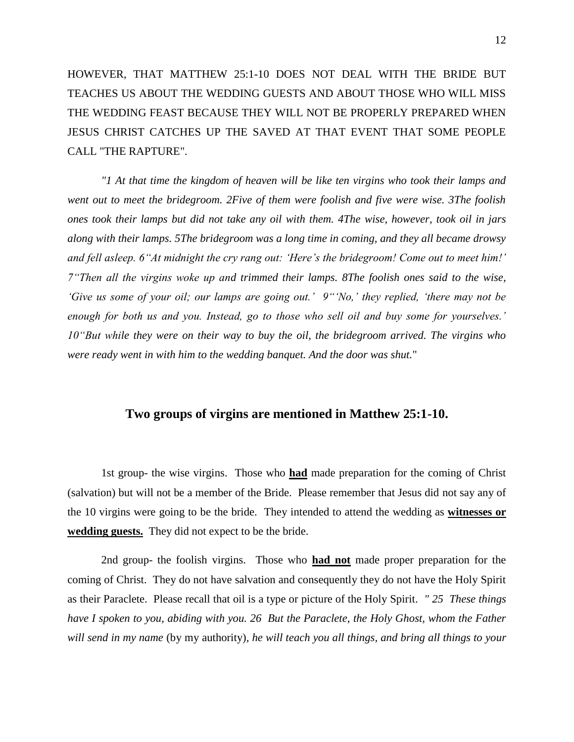HOWEVER, THAT MATTHEW 25:1-10 DOES NOT DEAL WITH THE BRIDE BUT TEACHES US ABOUT THE WEDDING GUESTS AND ABOUT THOSE WHO WILL MISS THE WEDDING FEAST BECAUSE THEY WILL NOT BE PROPERLY PREPARED WHEN JESUS CHRIST CATCHES UP THE SAVED AT THAT EVENT THAT SOME PEOPLE CALL "THE RAPTURE".

*"1 At that time the kingdom of heaven will be like ten virgins who took their lamps and went out to meet the bridegroom. 2Five of them were foolish and five were wise. 3The foolish ones took their lamps but did not take any oil with them. 4The wise, however, took oil in jars along with their lamps. 5The bridegroom was a long time in coming, and they all became drowsy and fell asleep. 6"At midnight the cry rang out: 'Here's the bridegroom! Come out to meet him!' 7"Then all the virgins woke up and trimmed their lamps. 8The foolish ones said to the wise, 'Give us some of your oil; our lamps are going out.' 9"'No,' they replied, 'there may not be enough for both us and you. Instead, go to those who sell oil and buy some for yourselves.' 10"But while they were on their way to buy the oil, the bridegroom arrived. The virgins who were ready went in with him to the wedding banquet. And the door was shut.*"

## Two groups of virgins are mentioned in Matthew 25:1-10.

1st group- the wise virgins. Those who **<u>had</u>** made preparation for the coming of Christ (salvation) but will not be a member of the Bride. Please remember that Jesus did not say any of the 10 virgins were going to be the bride. They intended to attend the wedding as **<u>witnesses or wedding guests.</u>** They did not expect to be the bride.

2nd group- the foolish virgins. Those who **<u>had not</u>** made proper preparation for the coming of Christ. They do not have salvation and consequently they do not have the Holy Spirit as their Paraclete. Please recall that oil is a type or picture of the Holy Spirit. *" 25 These things have I spoken to you, abiding with you. 26 But the Paraclete, the Holy Ghost, whom the Father will send in my name* (by my authority), *he will teach you all things, and bring all things to your*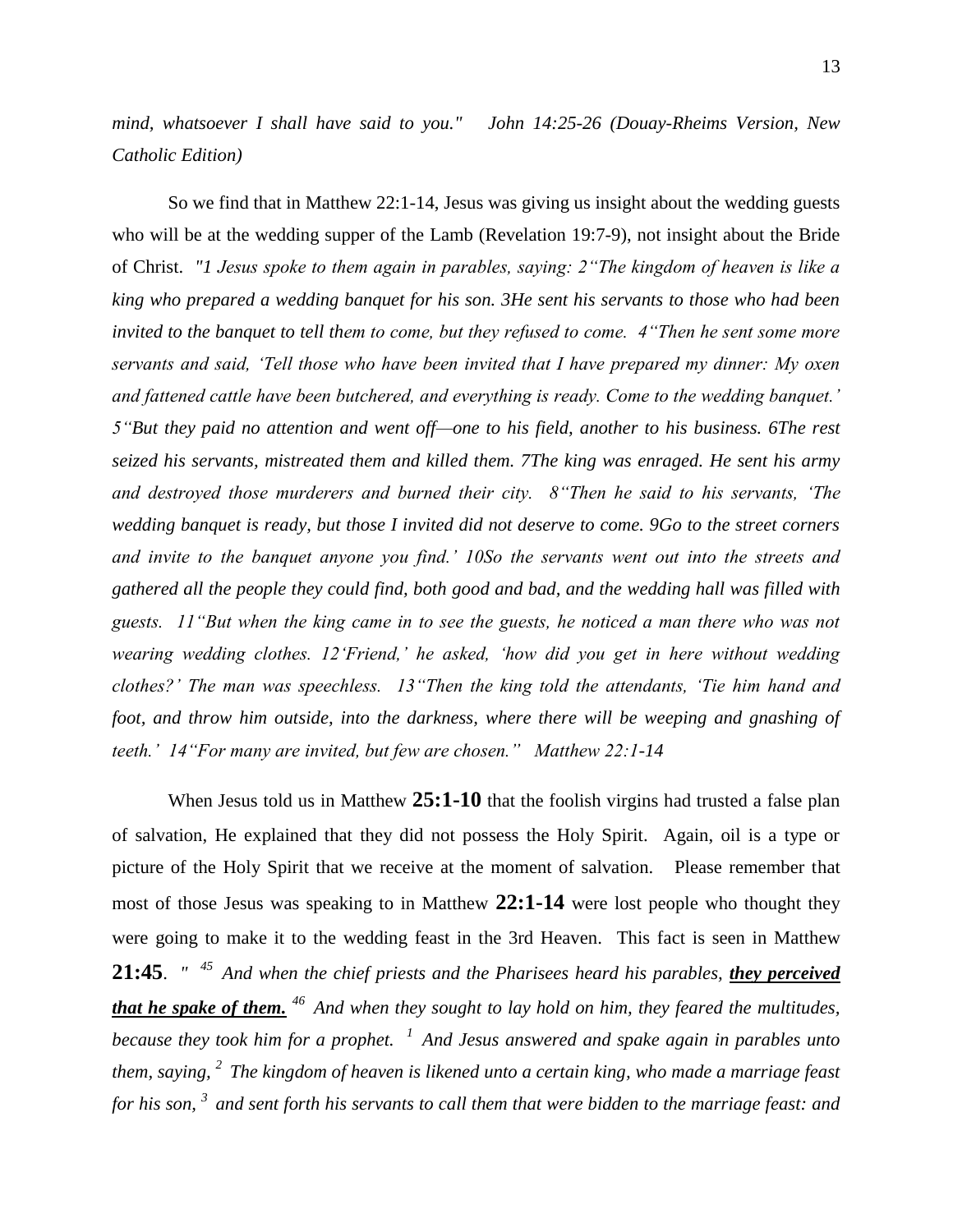*mind, whatsoever I shall have said to you."   John 14:25-26 (Douay-Rheims Version, New Catholic Edition)*

So we find that in Matthew 22:1-14, Jesus was giving us insight about the wedding guests who will be at the wedding supper of the Lamb (Revelation 19:7-9), not insight about the Bride of Christ. *"1 Jesus spoke to them again in parables, saying: 2"The kingdom of heaven is like a king who prepared a wedding banquet for his son. 3He sent his servants to those who had been invited to the banquet to tell them to come, but they refused to come. 4"Then he sent some more servants and said, 'Tell those who have been invited that I have prepared my dinner: My oxen and fattened cattle have been butchered, and everything is ready. Come to the wedding banquet.' 5"But they paid no attention and went off—one to his field, another to his business. 6The rest seized his servants, mistreated them and killed them. 7The king was enraged. He sent his army and destroyed those murderers and burned their city. 8"Then he said to his servants, 'The wedding banquet is ready, but those I invited did not deserve to come. 9Go to the street corners and invite to the banquet anyone you find.' 10So the servants went out into the streets and gathered all the people they could find, both good and bad, and the wedding hall was filled with guests. 11"But when the king came in to see the guests, he noticed a man there who was not wearing wedding clothes. 12'Friend,' he asked, 'how did you get in here without wedding clothes?' The man was speechless. 13"Then the king told the attendants, 'Tie him hand and foot, and throw him outside, into the darkness, where there will be weeping and gnashing of teeth.' 14"For many are invited, but few are chosen."   Matthew 22:1-14*

When Jesus told us in Matthew **25:1-10** that the foolish virgins had trusted a false plan of salvation, He explained that they did not possess the Holy Spirit. Again, oil is a type or picture of the Holy Spirit that we receive at the moment of salvation. Please remember that most of those Jesus was speaking to in Matthew **22:1-14** were lost people who thought they were going to make it to the wedding feast in the 3rd Heaven. This fact is seen in Matthew **21:45**. *" [45] And when the chief priests and the Pharisees heard his parables, **they perceived that he spake of them.** [46] And when they sought to lay hold on him, they feared the multitudes, because they took him for a prophet. [1] And Jesus answered and spake again in parables unto them, saying, [2] The kingdom of heaven is likened unto a certain king, who made a marriage feast for his son, [3] and sent forth his servants to call them that were bidden to the marriage feast: and*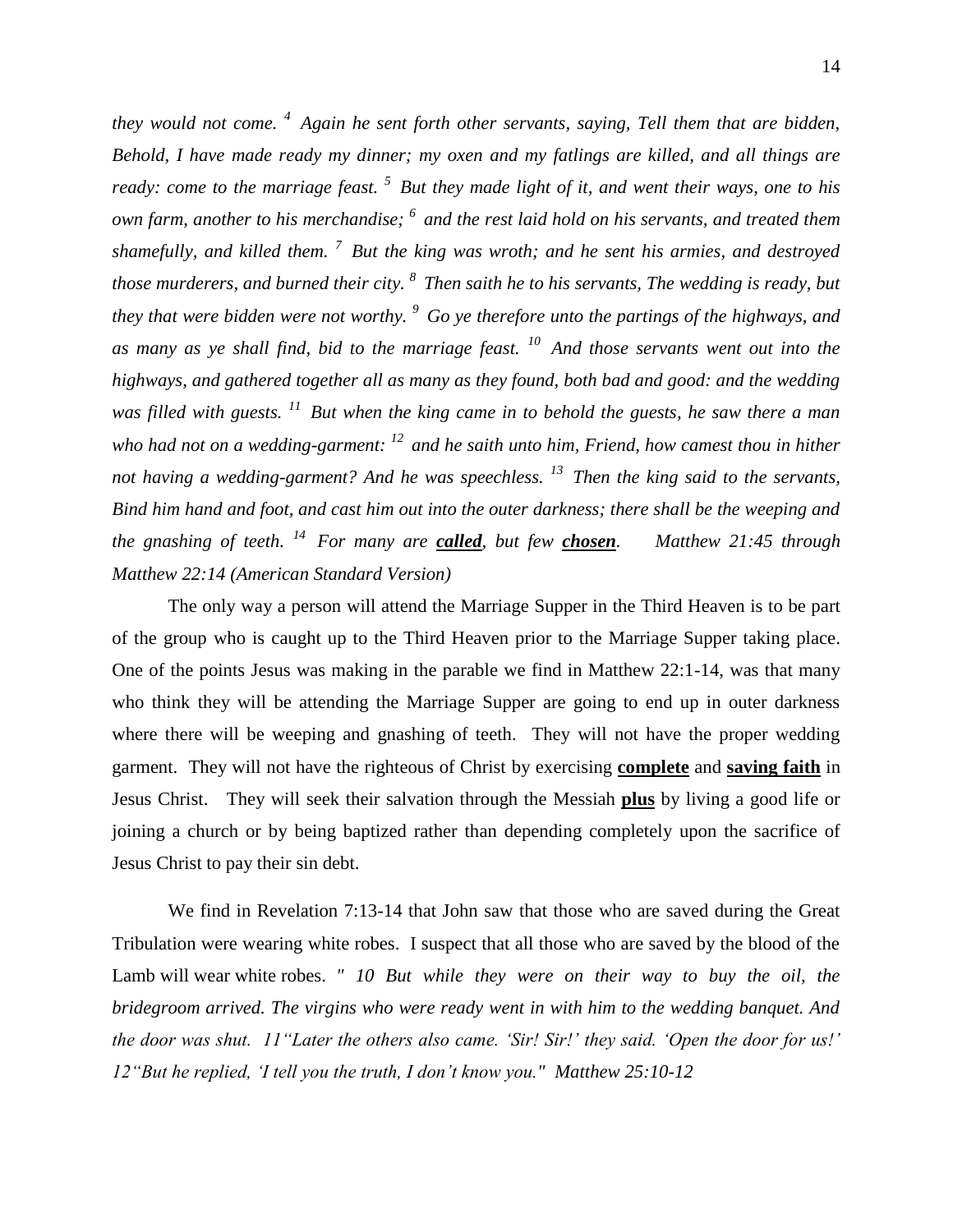*they would not come. [4] Again he sent forth other servants, saying, Tell them that are bidden, Behold, I have made ready my dinner; my oxen and my fatlings are killed, and all things are ready: come to the marriage feast. [5] But they made light of it, and went their ways, one to his own farm, another to his merchandise; [6] and the rest laid hold on his servants, and treated them shamefully, and killed them. [7] But the king was wroth; and he sent his armies, and destroyed those murderers, and burned their city. [8] Then saith he to his servants, The wedding is ready, but they that were bidden were not worthy. [9] Go ye therefore unto the partings of the highways, and as many as ye shall find, bid to the marriage feast. [10] And those servants went out into the highways, and gathered together all as many as they found, both bad and good: and the wedding was filled with guests. [11] But when the king came in to behold the guests, he saw there a man who had not on a wedding-garment: [12] and he saith unto him, Friend, how camest thou in hither not having a wedding-garment? And he was speechless. [13] Then the king said to the servants, Bind him hand and foot, and cast him out into the outer darkness; there shall be the weeping and the gnashing of teeth. [14] For many are* ***called****, but few* ***chosen****. Matthew 21:45 through Matthew 22:14 (American Standard Version)*

The only way a person will attend the Marriage Supper in the Third Heaven is to be part of the group who is caught up to the Third Heaven prior to the Marriage Supper taking place. One of the points Jesus was making in the parable we find in Matthew 22:1-14, was that many who think they will be attending the Marriage Supper are going to end up in outer darkness where there will be weeping and gnashing of teeth. They will not have the proper wedding garment. They will not have the righteous of Christ by exercising **complete** and **saving faith** in Jesus Christ. They will seek their salvation through the Messiah **plus** by living a good life or joining a church or by being baptized rather than depending completely upon the sacrifice of Jesus Christ to pay their sin debt.

We find in Revelation 7:13-14 that John saw that those who are saved during the Great Tribulation were wearing white robes. I suspect that all those who are saved by the blood of the Lamb will wear white robes. *" 10 But while they were on their way to buy the oil, the bridegroom arrived. The virgins who were ready went in with him to the wedding banquet. And the door was shut. 11"Later the others also came. 'Sir! Sir!' they said. 'Open the door for us!' 12"But he replied, 'I tell you the truth, I don't know you." Matthew 25:10-12*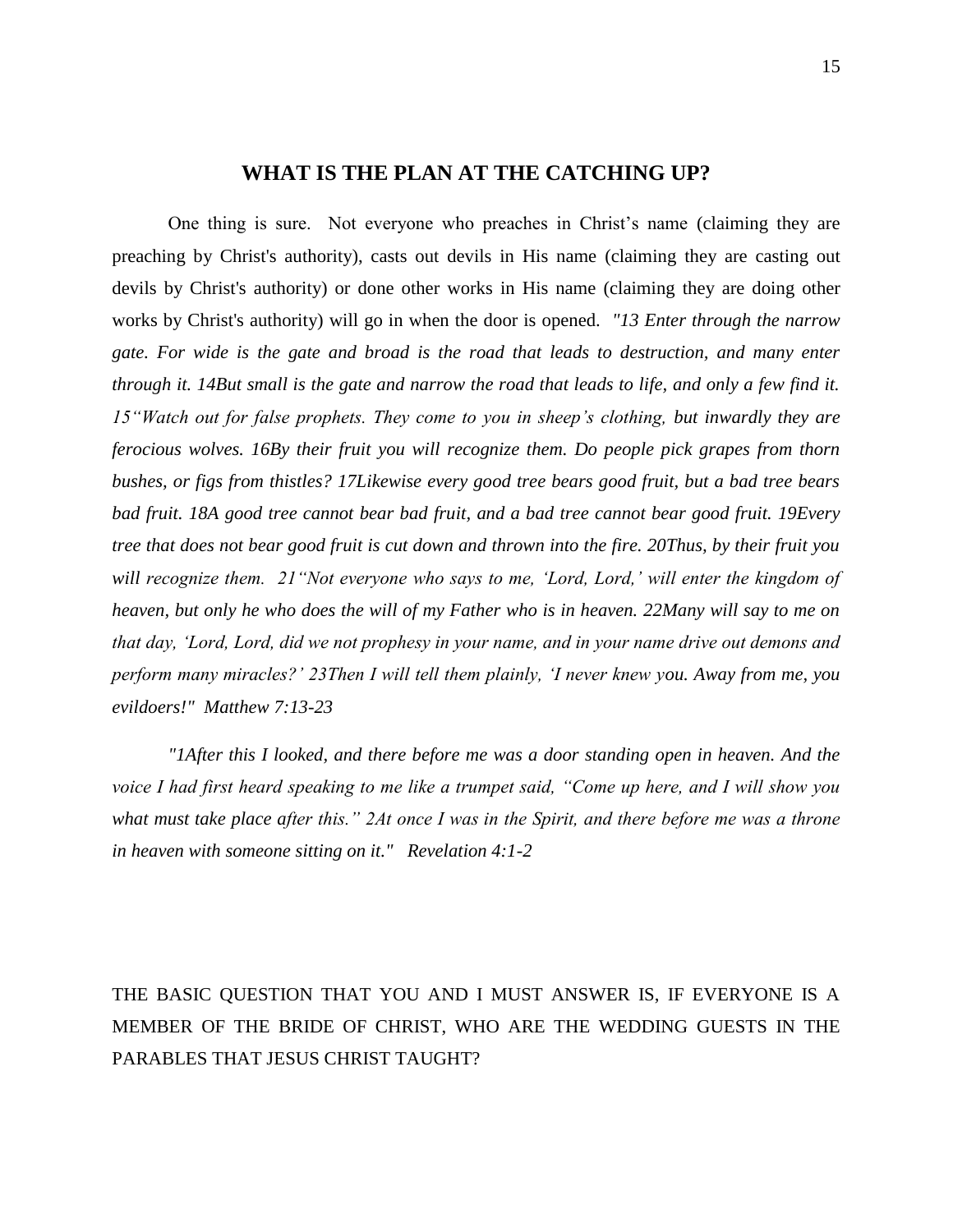## WHAT IS THE PLAN AT THE CATCHING UP?

One thing is sure. Not everyone who preaches in Christ's name (claiming they are preaching by Christ's authority), casts out devils in His name (claiming they are casting out devils by Christ's authority) or done other works in His name (claiming they are doing other works by Christ's authority) will go in when the door is opened. *"13 Enter through the narrow gate. For wide is the gate and broad is the road that leads to destruction, and many enter through it. 14But small is the gate and narrow the road that leads to life, and only a few find it. 15"Watch out for false prophets. They come to you in sheep's clothing, but inwardly they are ferocious wolves. 16By their fruit you will recognize them. Do people pick grapes from thorn bushes, or figs from thistles? 17Likewise every good tree bears good fruit, but a bad tree bears bad fruit. 18A good tree cannot bear bad fruit, and a bad tree cannot bear good fruit. 19Every tree that does not bear good fruit is cut down and thrown into the fire. 20Thus, by their fruit you will recognize them. 21"Not everyone who says to me, 'Lord, Lord,' will enter the kingdom of heaven, but only he who does the will of my Father who is in heaven. 22Many will say to me on that day, 'Lord, Lord, did we not prophesy in your name, and in your name drive out demons and perform many miracles?' 23Then I will tell them plainly, 'I never knew you. Away from me, you evildoers!" Matthew 7:13-23*

*"1After this I looked, and there before me was a door standing open in heaven. And the voice I had first heard speaking to me like a trumpet said, "Come up here, and I will show you what must take place after this." 2At once I was in the Spirit, and there before me was a throne in heaven with someone sitting on it." Revelation 4:1-2*

THE BASIC QUESTION THAT YOU AND I MUST ANSWER IS, IF EVERYONE IS A MEMBER OF THE BRIDE OF CHRIST, WHO ARE THE WEDDING GUESTS IN THE PARABLES THAT JESUS CHRIST TAUGHT?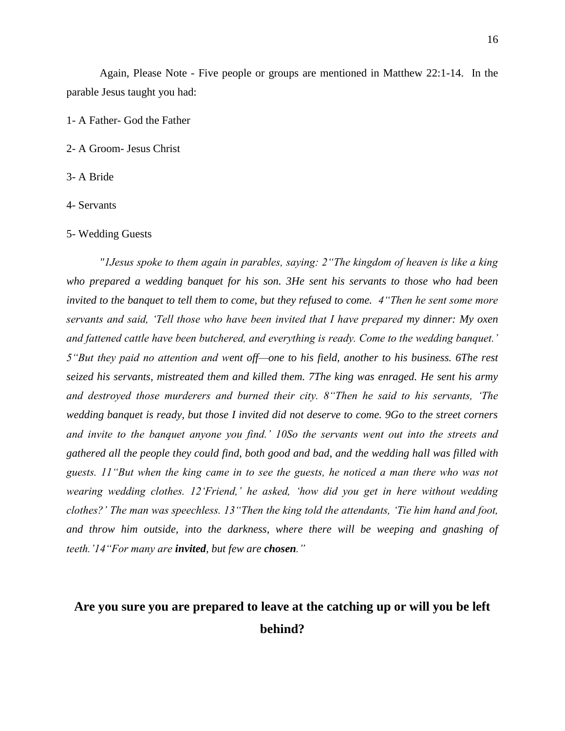Again, Please Note - Five people or groups are mentioned in Matthew 22:1-14. In the parable Jesus taught you had:

1- A Father- God the Father

2- A Groom- Jesus Christ

3- A Bride

4- Servants

5- Wedding Guests

*"1Jesus spoke to them again in parables, saying: 2"The kingdom of heaven is like a king who prepared a wedding banquet for his son. 3He sent his servants to those who had been invited to the banquet to tell them to come, but they refused to come. 4"Then he sent some more servants and said, 'Tell those who have been invited that I have prepared my dinner: My oxen and fattened cattle have been butchered, and everything is ready. Come to the wedding banquet.' 5"But they paid no attention and went off—one to his field, another to his business. 6The rest seized his servants, mistreated them and killed them. 7The king was enraged. He sent his army and destroyed those murderers and burned their city. 8"Then he said to his servants, 'The wedding banquet is ready, but those I invited did not deserve to come. 9Go to the street corners and invite to the banquet anyone you find.' 10So the servants went out into the streets and gathered all the people they could find, both good and bad, and the wedding hall was filled with guests. 11"But when the king came in to see the guests, he noticed a man there who was not wearing wedding clothes. 12'Friend,' he asked, 'how did you get in here without wedding clothes?' The man was speechless. 13"Then the king told the attendants, 'Tie him hand and foot, and throw him outside, into the darkness, where there will be weeping and gnashing of teeth.'14"For many are **invited**, but few are **chosen**."*

**Are you sure you are prepared to leave at the catching up or will you be left behind?**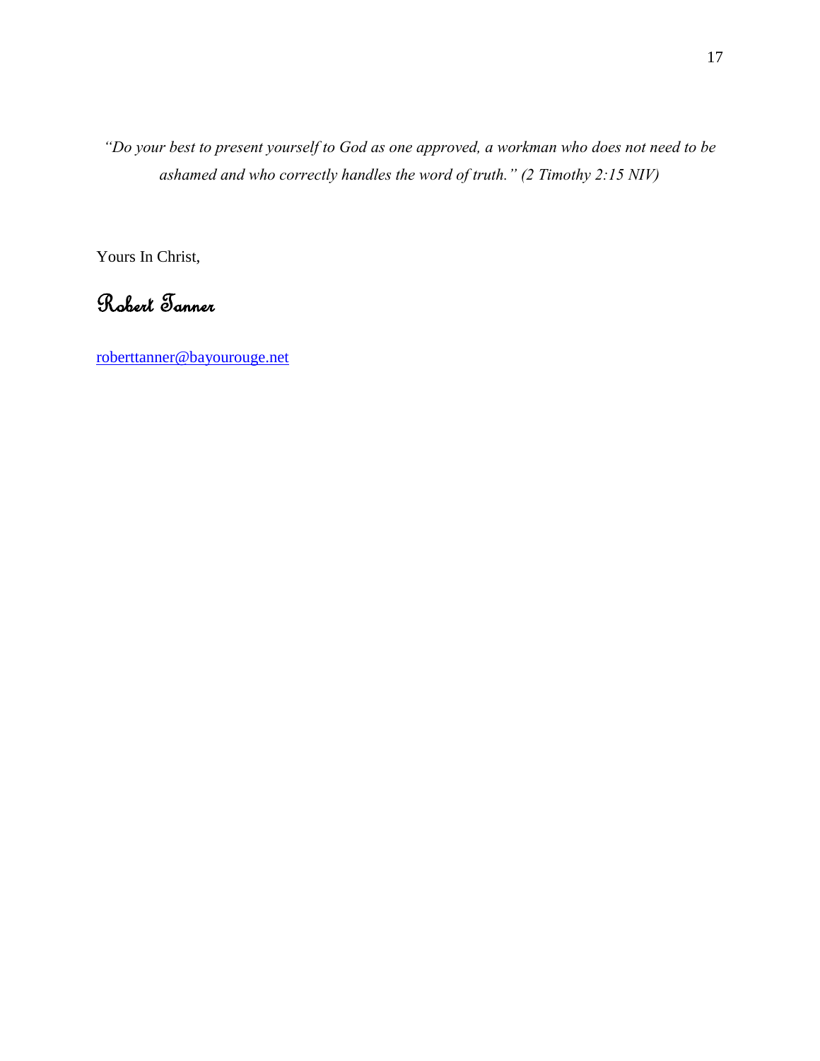*"Do your best to present yourself to God as one approved, a workman who does not need to be ashamed and who correctly handles the word of truth." (2 Timothy 2:15 NIV)*

Yours In Christ,

Robert Tanner

roberttanner@bayourouge.net